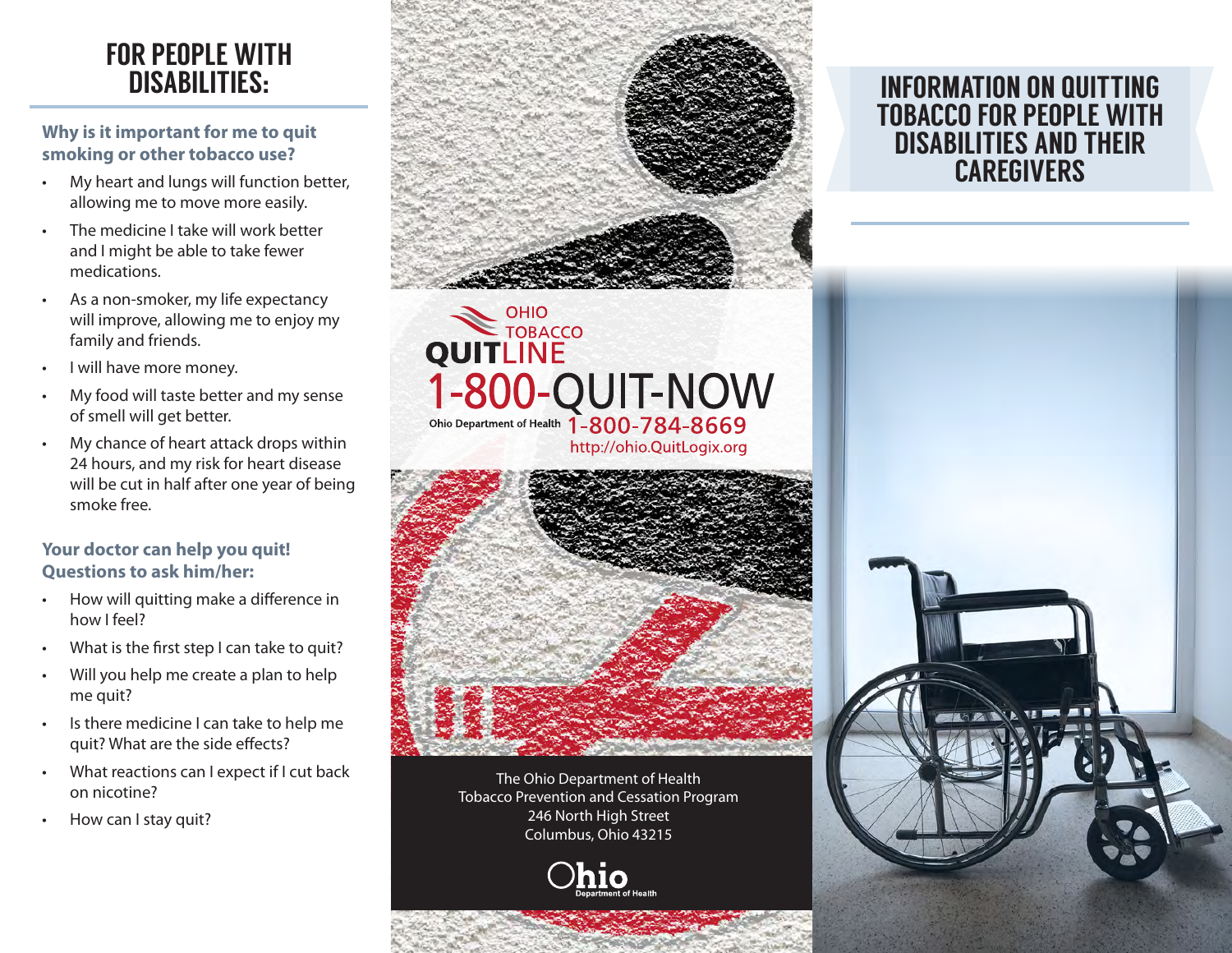# FOR PEOPLE WITH DISABILITIES:

### Why is it important for me to quit smoking or other tobacco use?

- My heart and lungs will function better, allowing me to move more easily.
- The medicine I take will work better and I might be able to take fewer medications.
- As a non-smoker, my life expectancy will improve, allowing me to enjoy my family and friends.
- I will have more money.
- My food will taste better and my sense of smell will get better.
- My chance of heart attack drops within 24 hours, and my risk for heart disease will be cut in half after one year of being smoke free.

### Your doctor can help you quit! Questions to ask him/her:

- How will quitting make a difference in how I feel?
- What is the first step I can take to quit?
- Will you help me create a plan to help me quit?
- Is there medicine I can take to help me quit? What are the side effects?
- What reactions can I expect if I cut back on nicotine?
- How can I stay quit?

OHIO TOBACCO QUITLINE

1-800-QUIT-NOW

Ohio Department of Health 1-800-784-8669

http://ohio.QuitLogix.org

The Ohio Department of Health
Tobacco Prevention and Cessation Program
246 North High Street
Columbus, Ohio 43215

Ohio Department of Health

# INFORMATION ON QUITTING TOBACCO FOR PEOPLE WITH DISABILITIES AND THEIR CAREGIVERS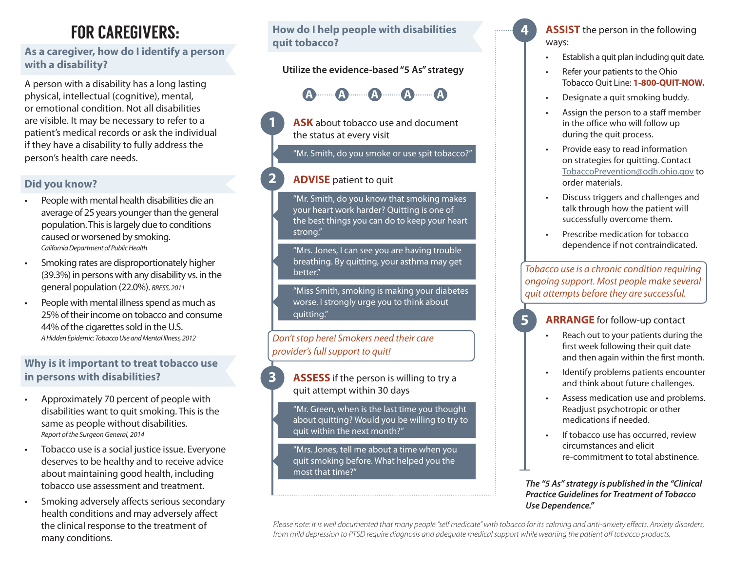# FOR CAREGIVERS:

## As a caregiver, how do I identify a person with a disability?

A person with a disability has a long lasting physical, intellectual (cognitive), mental, or emotional condition. Not all disabilities are visible. It may be necessary to refer to a patient's medical records or ask the individual if they have a disability to fully address the person's health care needs.

## Did you know?

- People with mental health disabilities die an average of 25 years younger than the general population. This is largely due to conditions caused or worsened by smoking. *California Department of Public Health*
- Smoking rates are disproportionately higher (39.3%) in persons with any disability vs. in the general population (22.0%). *BRFSS, 2011*
- People with mental illness spend as much as 25% of their income on tobacco and consume 44% of the cigarettes sold in the U.S. *A Hidden Epidemic: Tobacco Use and Mental Illness, 2012*

## Why is it important to treat tobacco use in persons with disabilities?

- Approximately 70 percent of people with disabilities want to quit smoking. This is the same as people without disabilities. *Report of the Surgeon General, 2014*
- Tobacco use is a social justice issue. Everyone deserves to be healthy and to receive advice about maintaining good health, including tobacco use assessment and treatment.
- Smoking adversely affects serious secondary health conditions and may adversely affect the clinical response to the treatment of many conditions.

## How do I help people with disabilities quit tobacco?

**Utilize the evidence-based "5 As" strategy**

A · A · A · A · A

### 1 ASK about tobacco use and document the status at every visit

"Mr. Smith, do you smoke or use spit tobacco?"

### 2 ADVISE patient to quit

"Mr. Smith, do you know that smoking makes your heart work harder? Quitting is one of the best things you can do to keep your heart strong."

"Mrs. Jones, I can see you are having trouble breathing. By quitting, your asthma may get better."

"Miss Smith, smoking is making your diabetes worse. I strongly urge you to think about quitting."

*Don't stop here! Smokers need their care provider's full support to quit!*

### 3 ASSESS if the person is willing to try a quit attempt within 30 days

"Mr. Green, when is the last time you thought about quitting? Would you be willing to try to quit within the next month?"

"Mrs. Jones, tell me about a time when you quit smoking before. What helped you the most that time?"

### 4 ASSIST the person in the following ways:

- Establish a quit plan including quit date.
- Refer your patients to the Ohio Tobacco Quit Line: **1-800-QUIT-NOW.**
- Designate a quit smoking buddy.
- Assign the person to a staff member in the office who will follow up during the quit process.
- Provide easy to read information on strategies for quitting. Contact TobaccoPrevention@odh.ohio.gov to order materials.
- Discuss triggers and challenges and talk through how the patient will successfully overcome them.
- Prescribe medication for tobacco dependence if not contraindicated.

*Tobacco use is a chronic condition requiring ongoing support. Most people make several quit attempts before they are successful.*

### 5 ARRANGE for follow-up contact

- Reach out to your patients during the first week following their quit date and then again within the first month.
- Identify problems patients encounter and think about future challenges.
- Assess medication use and problems. Readjust psychotropic or other medications if needed.
- If tobacco use has occurred, review circumstances and elicit re-commitment to total abstinence.

***The "5 As" strategy is published in the "Clinical Practice Guidelines for Treatment of Tobacco Use Dependence."***

*Please note: It is well documented that many people "self medicate" with tobacco for its calming and anti-anxiety effects. Anxiety disorders, from mild depression to PTSD require diagnosis and adequate medical support while weaning the patient off tobacco products.*